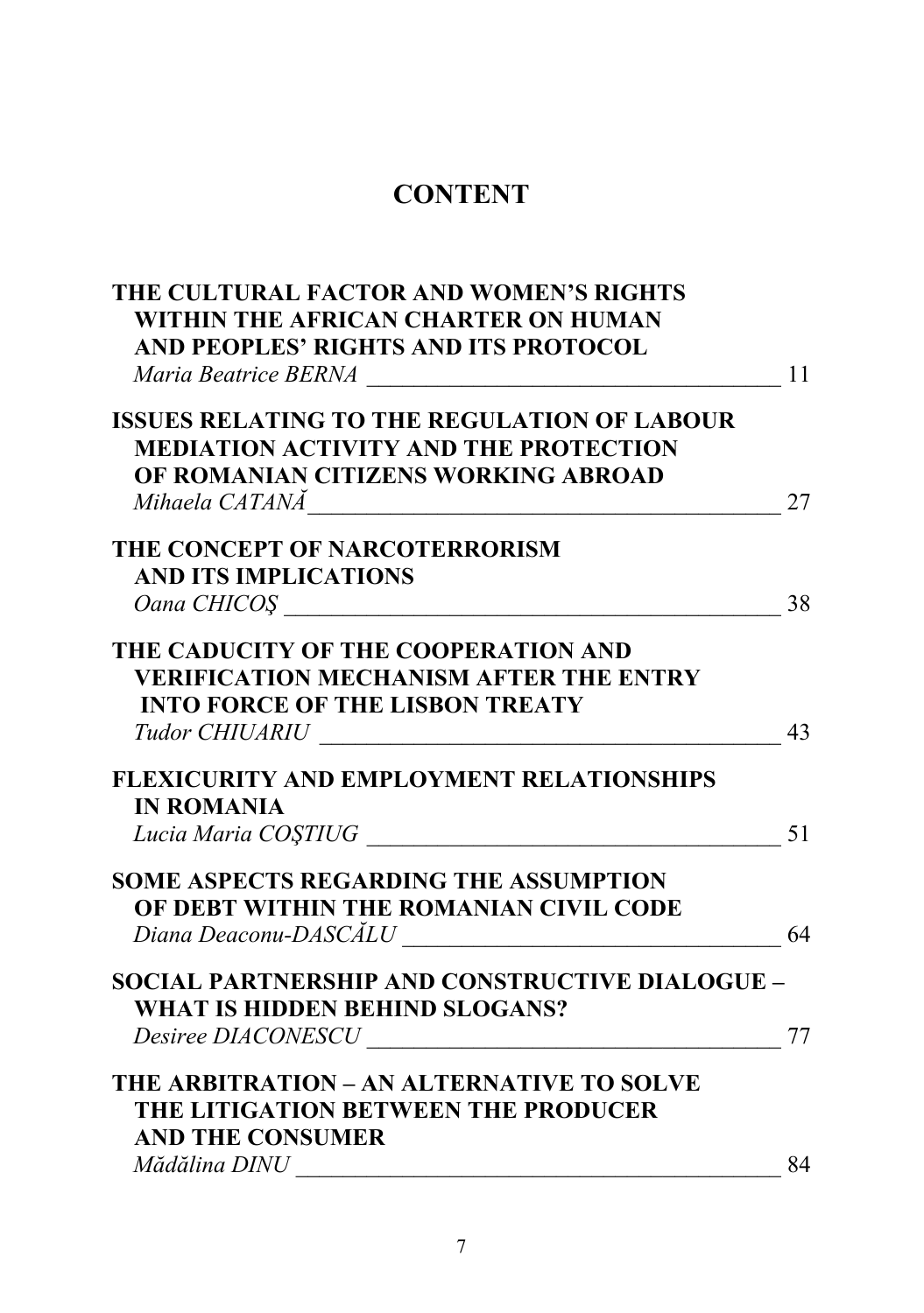# CONTENT

**THE CULTURAL FACTOR AND WOMEN'S RIGHTS WITHIN THE AFRICAN CHARTER ON HUMAN AND PEOPLES' RIGHTS AND ITS PROTOCOL**
*Maria Beatrice BERNA* ____________________________________ 11

**ISSUES RELATING TO THE REGULATION OF LABOUR MEDIATION ACTIVITY AND THE PROTECTION OF ROMANIAN CITIZENS WORKING ABROAD**
*Mihaela CATANĂ* ____________________________________ 27

**THE CONCEPT OF NARCOTERRORISM AND ITS IMPLICATIONS**
*Oana CHICOŞ* ____________________________________ 38

**THE CADUCITY OF THE COOPERATION AND VERIFICATION MECHANISM AFTER THE ENTRY INTO FORCE OF THE LISBON TREATY**
*Tudor CHIUARIU* ____________________________________ 43

**FLEXICURITY AND EMPLOYMENT RELATIONSHIPS IN ROMANIA**
*Lucia Maria COŞTIUG* ____________________________________ 51

**SOME ASPECTS REGARDING THE ASSUMPTION OF DEBT WITHIN THE ROMANIAN CIVIL CODE**
*Diana Deaconu-DASCĂLU* ____________________________________ 64

**SOCIAL PARTNERSHIP AND CONSTRUCTIVE DIALOGUE – WHAT IS HIDDEN BEHIND SLOGANS?**
*Desiree DIACONESCU* ____________________________________ 77

**THE ARBITRATION – AN ALTERNATIVE TO SOLVE THE LITIGATION BETWEEN THE PRODUCER AND THE CONSUMER**
*Mădălina DINU* ____________________________________ 84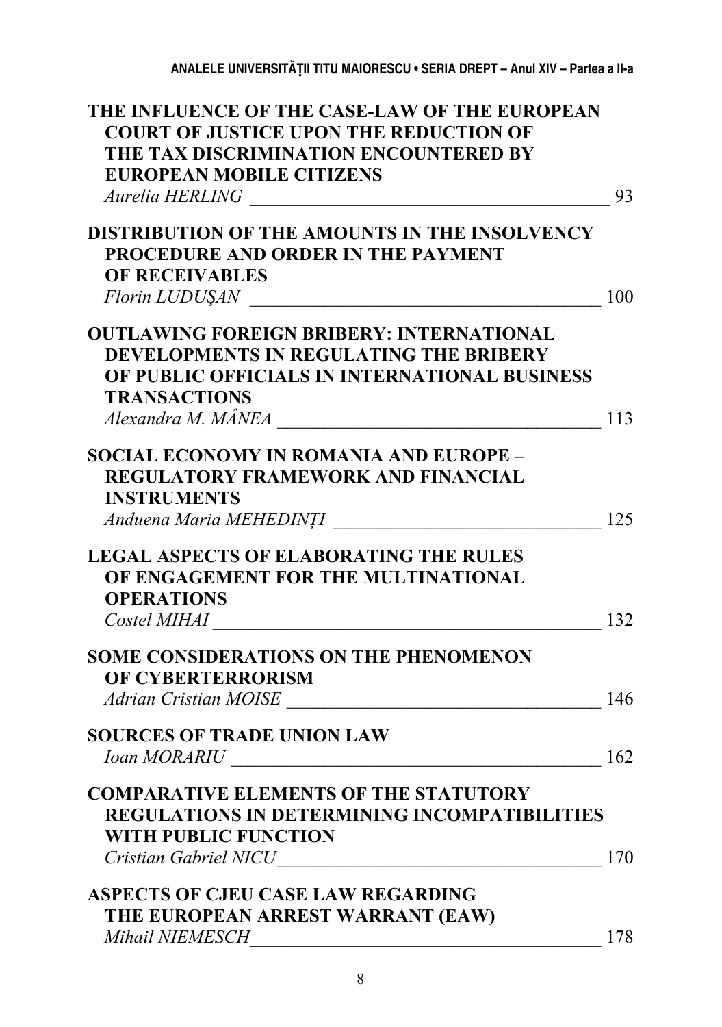**THE INFLUENCE OF THE CASE-LAW OF THE EUROPEAN COURT OF JUSTICE UPON THE REDUCTION OF THE TAX DISCRIMINATION ENCOUNTERED BY EUROPEAN MOBILE CITIZENS**
*Aurelia HERLING* ________________________________________ 93

**DISTRIBUTION OF THE AMOUNTS IN THE INSOLVENCY PROCEDURE AND ORDER IN THE PAYMENT OF RECEIVABLES**
*Florin LUDUŞAN* ________________________________________ 100

**OUTLAWING FOREIGN BRIBERY: INTERNATIONAL DEVELOPMENTS IN REGULATING THE BRIBERY OF PUBLIC OFFICIALS IN INTERNATIONAL BUSINESS TRANSACTIONS**
*Alexandra M. MÂNEA* ____________________________________ 113

**SOCIAL ECONOMY IN ROMANIA AND EUROPE – REGULATORY FRAMEWORK AND FINANCIAL INSTRUMENTS**
*Anduena Maria MEHEDINȚI* ______________________________ 125

**LEGAL ASPECTS OF ELABORATING THE RULES OF ENGAGEMENT FOR THE MULTINATIONAL OPERATIONS**
*Costel MIHAI* ___________________________________________ 132

**SOME CONSIDERATIONS ON THE PHENOMENON OF CYBERTERRORISM**
*Adrian Cristian MOISE* ___________________________________ 146

**SOURCES OF TRADE UNION LAW**
*Ioan MORARIU* __________________________________________ 162

**COMPARATIVE ELEMENTS OF THE STATUTORY REGULATIONS IN DETERMINING INCOMPATIBILITIES WITH PUBLIC FUNCTION**
*Cristian Gabriel NICU* ____________________________________ 170

**ASPECTS OF CJEU CASE LAW REGARDING THE EUROPEAN ARREST WARRANT (EAW)**
*Mihail NIEMESCH* _______________________________________ 178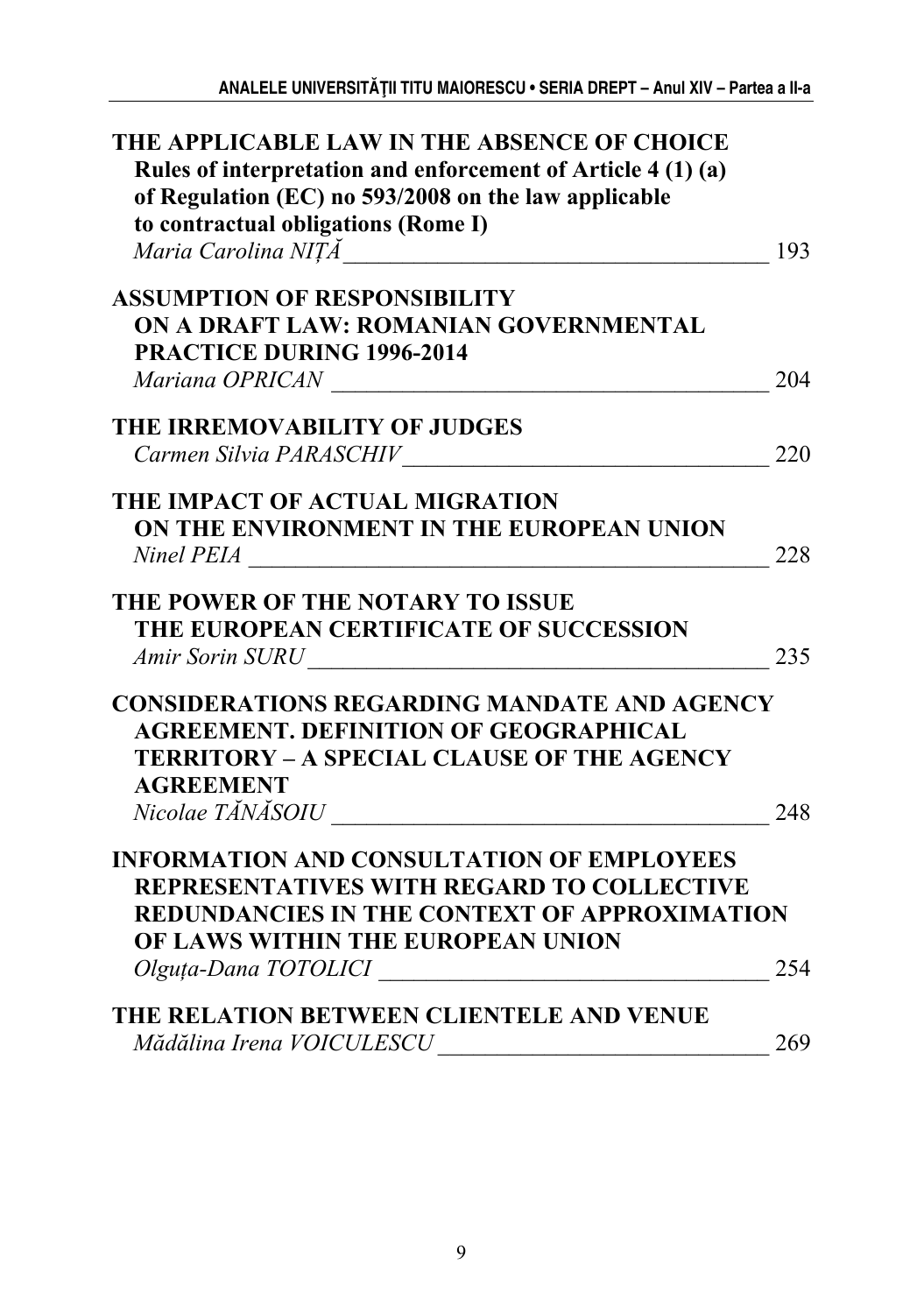**THE APPLICABLE LAW IN THE ABSENCE OF CHOICE**
**Rules of interpretation and enforcement of Article 4 (1) (a) of Regulation (EC) no 593/2008 on the law applicable to contractual obligations (Rome I)**
*Maria Carolina NIȚĂ* ______ 193

**ASSUMPTION OF RESPONSIBILITY ON A DRAFT LAW: ROMANIAN GOVERNMENTAL PRACTICE DURING 1996-2014**
*Mariana OPRICAN* ______ 204

**THE IRREMOVABILITY OF JUDGES**
*Carmen Silvia PARASCHIV* ______ 220

**THE IMPACT OF ACTUAL MIGRATION ON THE ENVIRONMENT IN THE EUROPEAN UNION**
*Ninel PEIA* ______ 228

**THE POWER OF THE NOTARY TO ISSUE THE EUROPEAN CERTIFICATE OF SUCCESSION**
*Amir Sorin SURU* ______ 235

**CONSIDERATIONS REGARDING MANDATE AND AGENCY AGREEMENT. DEFINITION OF GEOGRAPHICAL TERRITORY – A SPECIAL CLAUSE OF THE AGENCY AGREEMENT**
*Nicolae TĂNĂSOIU* ______ 248

**INFORMATION AND CONSULTATION OF EMPLOYEES REPRESENTATIVES WITH REGARD TO COLLECTIVE REDUNDANCIES IN THE CONTEXT OF APPROXIMATION OF LAWS WITHIN THE EUROPEAN UNION**
*Olguța-Dana TOTOLICI* ______ 254

**THE RELATION BETWEEN CLIENTELE AND VENUE**
*Mădălina Irena VOICULESCU* ______ 269